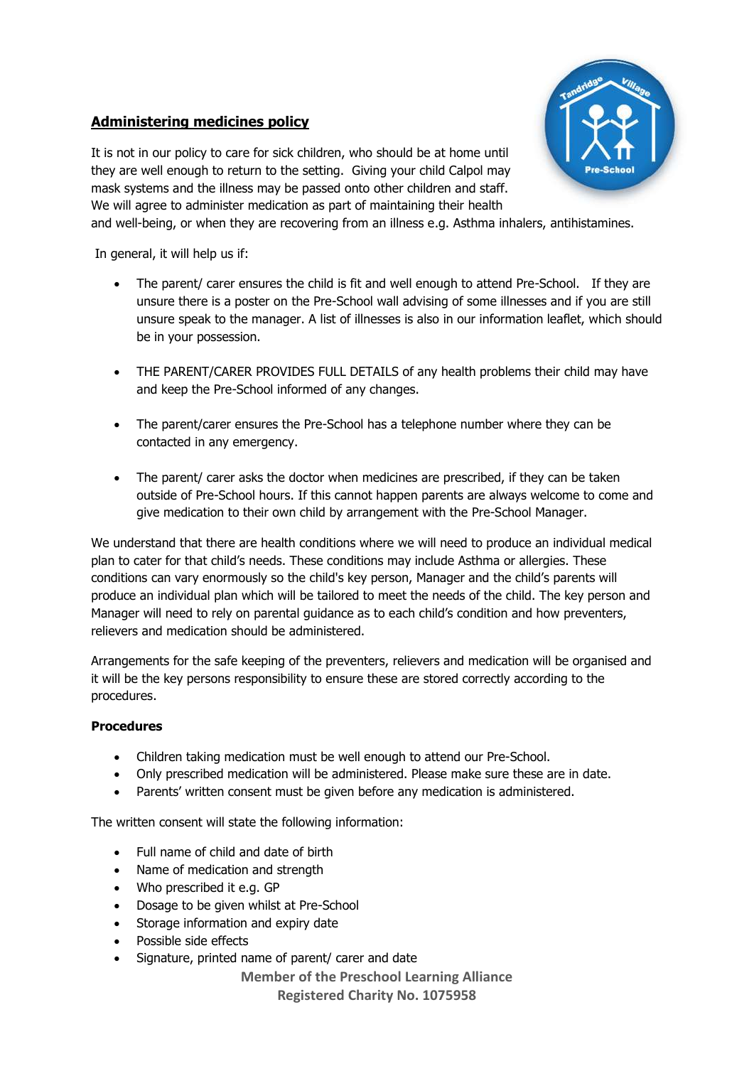## **Administering medicines policy**

It is not in our policy to care for sick children, who should be at home until they are well enough to return to the setting. Giving your child Calpol may mask systems and the illness may be passed onto other children and staff. We will agree to administer medication as part of maintaining their health and well-being, or when they are recovering from an illness e.g. Asthma inhalers, antihistamines.

In general, it will help us if:

- The parent/ carer ensures the child is fit and well enough to attend Pre-School. If they are unsure there is a poster on the Pre-School wall advising of some illnesses and if you are still unsure speak to the manager. A list of illnesses is also in our information leaflet, which should be in your possession.

- THE PARENT/CARER PROVIDES FULL DETAILS of any health problems their child may have and keep the Pre-School informed of any changes.

- The parent/carer ensures the Pre-School has a telephone number where they can be contacted in any emergency.

- The parent/ carer asks the doctor when medicines are prescribed, if they can be taken outside of Pre-School hours. If this cannot happen parents are always welcome to come and give medication to their own child by arrangement with the Pre-School Manager.

We understand that there are health conditions where we will need to produce an individual medical plan to cater for that child's needs. These conditions may include Asthma or allergies. These conditions can vary enormously so the child's key person, Manager and the child's parents will produce an individual plan which will be tailored to meet the needs of the child. The key person and Manager will need to rely on parental guidance as to each child's condition and how preventers, relievers and medication should be administered.

Arrangements for the safe keeping of the preventers, relievers and medication will be organised and it will be the key persons responsibility to ensure these are stored correctly according to the procedures.

**Procedures**

- Children taking medication must be well enough to attend our Pre-School.
- Only prescribed medication will be administered. Please make sure these are in date.
- Parents' written consent must be given before any medication is administered.

The written consent will state the following information:

- Full name of child and date of birth
- Name of medication and strength
- Who prescribed it e.g. GP
- Dosage to be given whilst at Pre-School
- Storage information and expiry date
- Possible side effects
- Signature, printed name of parent/ carer and date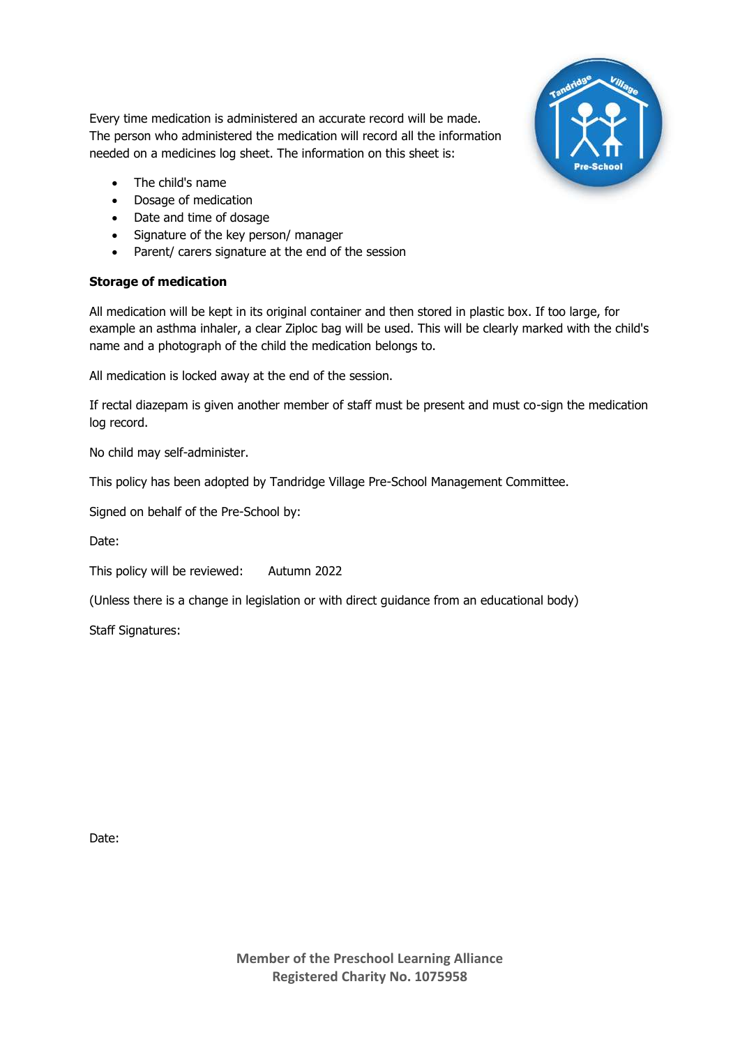Every time medication is administered an accurate record will be made. The person who administered the medication will record all the information needed on a medicines log sheet. The information on this sheet is:

- The child's name
- Dosage of medication
- Date and time of dosage
- Signature of the key person/ manager
- Parent/ carers signature at the end of the session

**Storage of medication**

All medication will be kept in its original container and then stored in plastic box. If too large, for example an asthma inhaler, a clear Ziploc bag will be used. This will be clearly marked with the child's name and a photograph of the child the medication belongs to.

All medication is locked away at the end of the session.

If rectal diazepam is given another member of staff must be present and must co-sign the medication log record.

No child may self-administer.

This policy has been adopted by Tandridge Village Pre-School Management Committee.

Signed on behalf of the Pre-School by:

Date:

This policy will be reviewed: Autumn 2022

(Unless there is a change in legislation or with direct guidance from an educational body)

Staff Signatures:

Date:

**Member of the Preschool Learning Alliance**
**Registered Charity No. 1075958**